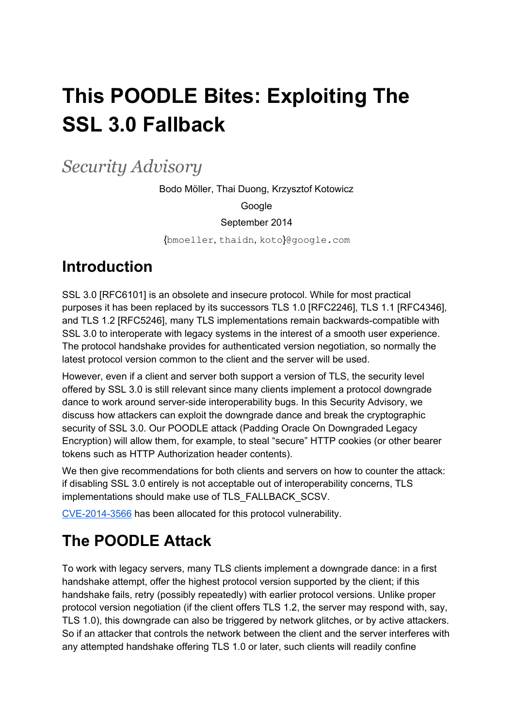# This POODLE Bites: Exploiting The SSL 3.0 Fallback

*Security Advisory*

Bodo Möller, Thai Duong, Krzysztof Kotowicz

Google

September 2014

{bmoeller, thaidn, koto}@google.com

## Introduction

SSL 3.0 [RFC6101] is an obsolete and insecure protocol. While for most practical purposes it has been replaced by its successors TLS 1.0 [RFC2246], TLS 1.1 [RFC4346], and TLS 1.2 [RFC5246], many TLS implementations remain backwards-compatible with SSL 3.0 to interoperate with legacy systems in the interest of a smooth user experience. The protocol handshake provides for authenticated version negotiation, so normally the latest protocol version common to the client and the server will be used.

However, even if a client and server both support a version of TLS, the security level offered by SSL 3.0 is still relevant since many clients implement a protocol downgrade dance to work around server-side interoperability bugs. In this Security Advisory, we discuss how attackers can exploit the downgrade dance and break the cryptographic security of SSL 3.0. Our POODLE attack (Padding Oracle On Downgraded Legacy Encryption) will allow them, for example, to steal "secure" HTTP cookies (or other bearer tokens such as HTTP Authorization header contents).

We then give recommendations for both clients and servers on how to counter the attack: if disabling SSL 3.0 entirely is not acceptable out of interoperability concerns, TLS implementations should make use of TLS_FALLBACK_SCSV.

CVE-2014-3566 has been allocated for this protocol vulnerability.

## The POODLE Attack

To work with legacy servers, many TLS clients implement a downgrade dance: in a first handshake attempt, offer the highest protocol version supported by the client; if this handshake fails, retry (possibly repeatedly) with earlier protocol versions. Unlike proper protocol version negotiation (if the client offers TLS 1.2, the server may respond with, say, TLS 1.0), this downgrade can also be triggered by network glitches, or by active attackers. So if an attacker that controls the network between the client and the server interferes with any attempted handshake offering TLS 1.0 or later, such clients will readily confine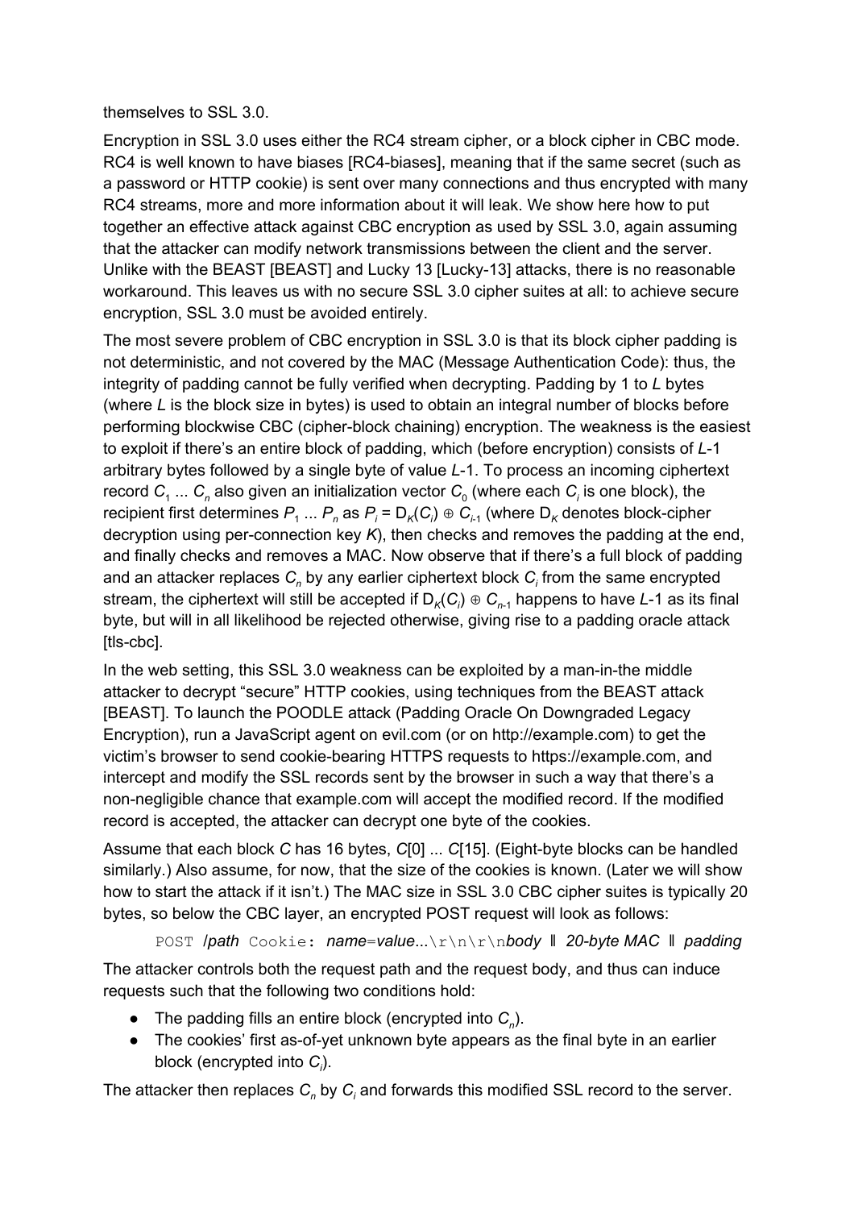themselves to SSL 3.0.

Encryption in SSL 3.0 uses either the RC4 stream cipher, or a block cipher in CBC mode. RC4 is well known to have biases [RC4-biases], meaning that if the same secret (such as a password or HTTP cookie) is sent over many connections and thus encrypted with many RC4 streams, more and more information about it will leak. We show here how to put together an effective attack against CBC encryption as used by SSL 3.0, again assuming that the attacker can modify network transmissions between the client and the server. Unlike with the BEAST [BEAST] and Lucky 13 [Lucky-13] attacks, there is no reasonable workaround. This leaves us with no secure SSL 3.0 cipher suites at all: to achieve secure encryption, SSL 3.0 must be avoided entirely.

The most severe problem of CBC encryption in SSL 3.0 is that its block cipher padding is not deterministic, and not covered by the MAC (Message Authentication Code): thus, the integrity of padding cannot be fully verified when decrypting. Padding by 1 to $L$ bytes (where $L$ is the block size in bytes) is used to obtain an integral number of blocks before performing blockwise CBC (cipher-block chaining) encryption. The weakness is the easiest to exploit if there's an entire block of padding, which (before encryption) consists of $L$-1 arbitrary bytes followed by a single byte of value $L$-1. To process an incoming ciphertext record $C_1$ ... $C_n$ also given an initialization vector $C_0$ (where each $C_i$ is one block), the recipient first determines $P_1$ ... $P_n$ as $P_i = D_K(C_i) \oplus C_{i-1}$ (where $D_K$ denotes block-cipher decryption using per-connection key $K$), then checks and removes the padding at the end, and finally checks and removes a MAC. Now observe that if there's a full block of padding and an attacker replaces $C_n$ by any earlier ciphertext block $C_i$ from the same encrypted stream, the ciphertext will still be accepted if $D_K(C_i) \oplus C_{n-1}$ happens to have $L$-1 as its final byte, but will in all likelihood be rejected otherwise, giving rise to a padding oracle attack [tls-cbc].

In the web setting, this SSL 3.0 weakness can be exploited by a man-in-the middle attacker to decrypt "secure" HTTP cookies, using techniques from the BEAST attack [BEAST]. To launch the POODLE attack (Padding Oracle On Downgraded Legacy Encryption), run a JavaScript agent on evil.com (or on http://example.com) to get the victim's browser to send cookie-bearing HTTPS requests to https://example.com, and intercept and modify the SSL records sent by the browser in such a way that there's a non-negligible chance that example.com will accept the modified record. If the modified record is accepted, the attacker can decrypt one byte of the cookies.

Assume that each block $C$ has 16 bytes, $C$[0] ... $C$[15]. (Eight-byte blocks can be handled similarly.) Also assume, for now, that the size of the cookies is known. (Later we will show how to start the attack if it isn't.) The MAC size in SSL 3.0 CBC cipher suites is typically 20 bytes, so below the CBC layer, an encrypted POST request will look as follows:

`POST` */path* `Cookie:` *name*=*value*...`\r\n\r\n`*body* ‖ *20-byte MAC* ‖ *padding*

The attacker controls both the request path and the request body, and thus can induce requests such that the following two conditions hold:

- The padding fills an entire block (encrypted into $C_n$).
- The cookies' first as-of-yet unknown byte appears as the final byte in an earlier block (encrypted into $C_i$).

The attacker then replaces $C_n$ by $C_i$ and forwards this modified SSL record to the server.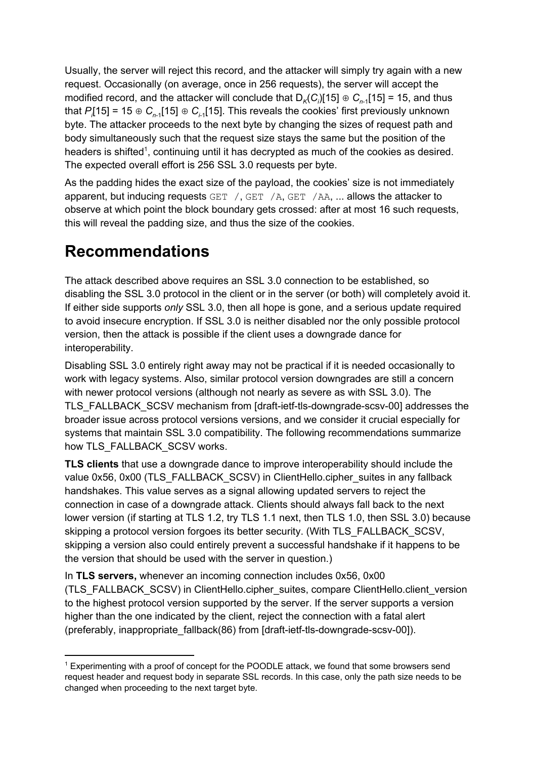Usually, the server will reject this record, and the attacker will simply try again with a new request. Occasionally (on average, once in 256 requests), the server will accept the modified record, and the attacker will conclude that $D_K(C_i)[15] \oplus C_{n-1}[15] = 15$, and thus that $P_i[15] = 15 \oplus C_{n-1}[15] \oplus C_{i-1}[15]$. This reveals the cookies' first previously unknown byte. The attacker proceeds to the next byte by changing the sizes of request path and body simultaneously such that the request size stays the same but the position of the headers is shifted[1], continuing until it has decrypted as much of the cookies as desired. The expected overall effort is 256 SSL 3.0 requests per byte.

As the padding hides the exact size of the payload, the cookies' size is not immediately apparent, but inducing requests `GET /`, `GET /A`, `GET /AA`, ... allows the attacker to observe at which point the block boundary gets crossed: after at most 16 such requests, this will reveal the padding size, and thus the size of the cookies.

# Recommendations

The attack described above requires an SSL 3.0 connection to be established, so disabling the SSL 3.0 protocol in the client or in the server (or both) will completely avoid it. If either side supports *only* SSL 3.0, then all hope is gone, and a serious update required to avoid insecure encryption. If SSL 3.0 is neither disabled nor the only possible protocol version, then the attack is possible if the client uses a downgrade dance for interoperability.

Disabling SSL 3.0 entirely right away may not be practical if it is needed occasionally to work with legacy systems. Also, similar protocol version downgrades are still a concern with newer protocol versions (although not nearly as severe as with SSL 3.0). The TLS_FALLBACK_SCSV mechanism from [draft-ietf-tls-downgrade-scsv-00] addresses the broader issue across protocol versions versions, and we consider it crucial especially for systems that maintain SSL 3.0 compatibility. The following recommendations summarize how TLS_FALLBACK_SCSV works.

**TLS clients** that use a downgrade dance to improve interoperability should include the value 0x56, 0x00 (TLS_FALLBACK_SCSV) in ClientHello.cipher_suites in any fallback handshakes. This value serves as a signal allowing updated servers to reject the connection in case of a downgrade attack. Clients should always fall back to the next lower version (if starting at TLS 1.2, try TLS 1.1 next, then TLS 1.0, then SSL 3.0) because skipping a protocol version forgoes its better security. (With TLS_FALLBACK_SCSV, skipping a version also could entirely prevent a successful handshake if it happens to be the version that should be used with the server in question.)

In **TLS servers,** whenever an incoming connection includes 0x56, 0x00 (TLS_FALLBACK_SCSV) in ClientHello.cipher_suites, compare ClientHello.client_version to the highest protocol version supported by the server. If the server supports a version higher than the one indicated by the client, reject the connection with a fatal alert (preferably, inappropriate_fallback(86) from [draft-ietf-tls-downgrade-scsv-00]).

---

[1] Experimenting with a proof of concept for the POODLE attack, we found that some browsers send request header and request body in separate SSL records. In this case, only the path size needs to be changed when proceeding to the next target byte.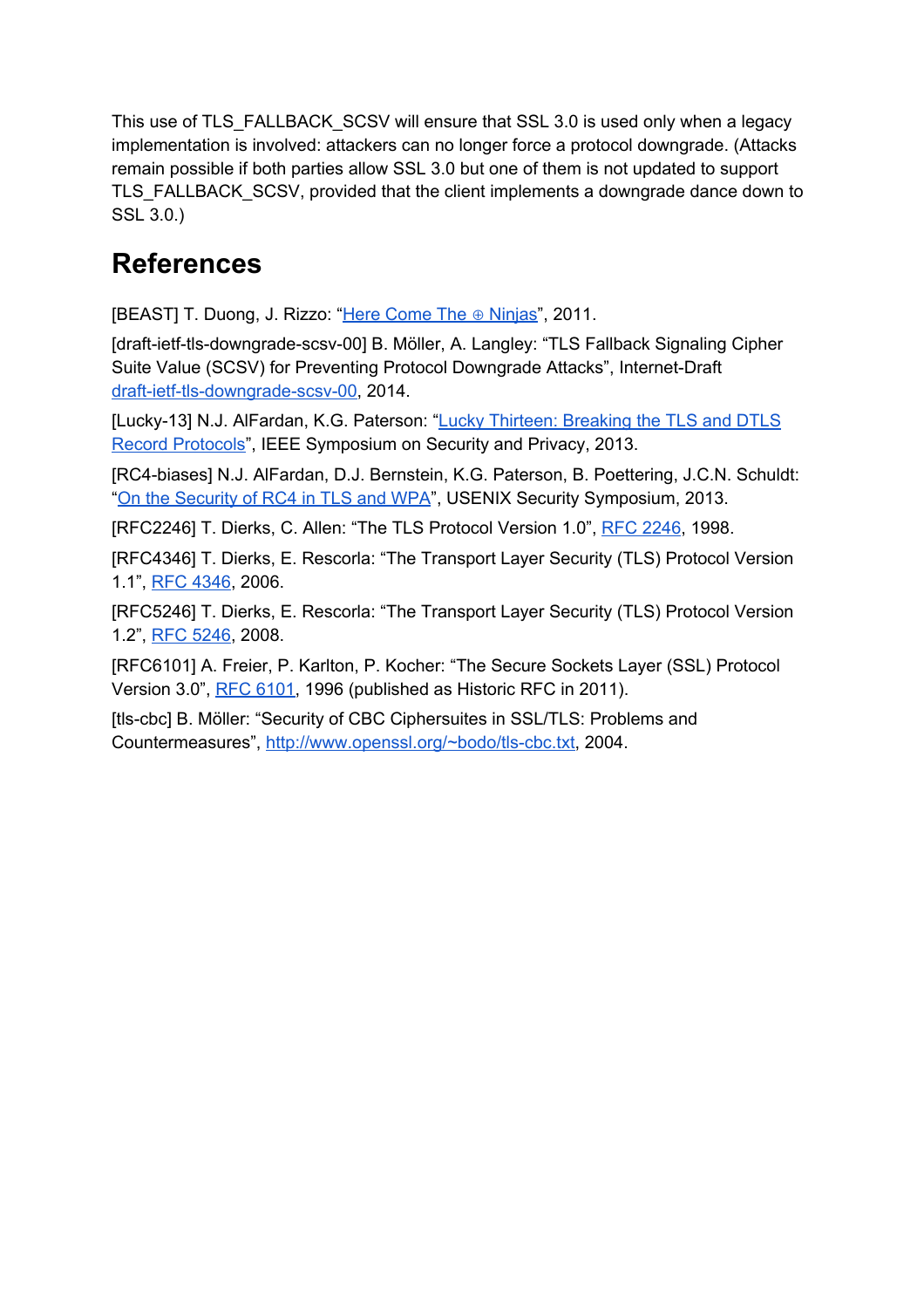This use of TLS_FALLBACK_SCSV will ensure that SSL 3.0 is used only when a legacy implementation is involved: attackers can no longer force a protocol downgrade. (Attacks remain possible if both parties allow SSL 3.0 but one of them is not updated to support TLS_FALLBACK_SCSV, provided that the client implements a downgrade dance down to SSL 3.0.)

# References

[BEAST] T. Duong, J. Rizzo: "Here Come The ⊕ Ninjas", 2011.

[draft-ietf-tls-downgrade-scsv-00] B. Möller, A. Langley: "TLS Fallback Signaling Cipher Suite Value (SCSV) for Preventing Protocol Downgrade Attacks", Internet-Draft draft-ietf-tls-downgrade-scsv-00, 2014.

[Lucky-13] N.J. AlFardan, K.G. Paterson: "Lucky Thirteen: Breaking the TLS and DTLS Record Protocols", IEEE Symposium on Security and Privacy, 2013.

[RC4-biases] N.J. AlFardan, D.J. Bernstein, K.G. Paterson, B. Poettering, J.C.N. Schuldt: "On the Security of RC4 in TLS and WPA", USENIX Security Symposium, 2013.

[RFC2246] T. Dierks, C. Allen: "The TLS Protocol Version 1.0", RFC 2246, 1998.

[RFC4346] T. Dierks, E. Rescorla: "The Transport Layer Security (TLS) Protocol Version 1.1", RFC 4346, 2006.

[RFC5246] T. Dierks, E. Rescorla: "The Transport Layer Security (TLS) Protocol Version 1.2", RFC 5246, 2008.

[RFC6101] A. Freier, P. Karlton, P. Kocher: "The Secure Sockets Layer (SSL) Protocol Version 3.0", RFC 6101, 1996 (published as Historic RFC in 2011).

[tls-cbc] B. Möller: "Security of CBC Ciphersuites in SSL/TLS: Problems and Countermeasures", http://www.openssl.org/~bodo/tls-cbc.txt, 2004.